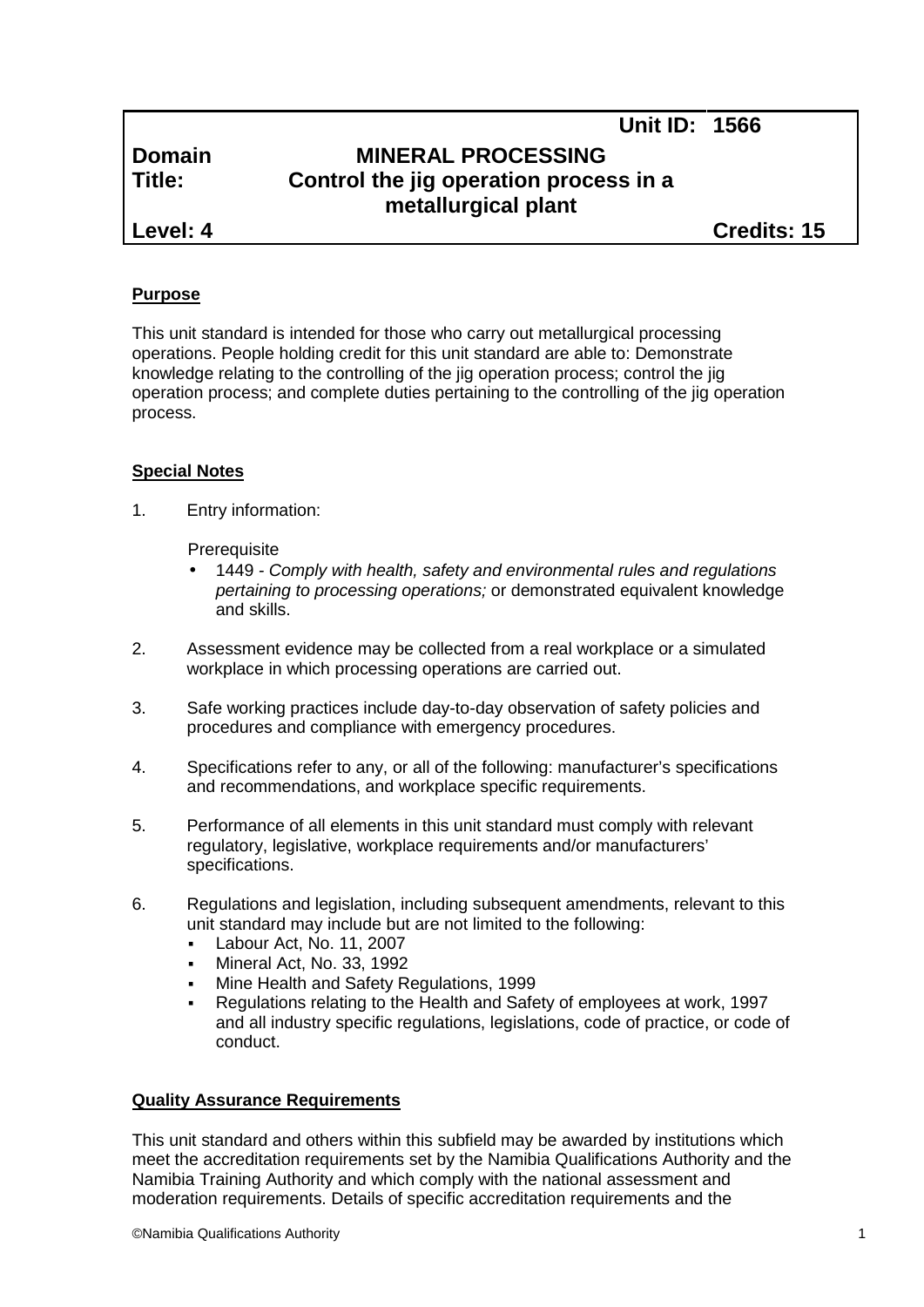| | Unit ID: | 1566 |
|---|---|---|
| **Domain** | **MINERAL PROCESSING** | |
| **Title:** | **Control the jig operation process in a metallurgical plant** | |
| **Level: 4** | | **Credits: 15** |

**Purpose**

This unit standard is intended for those who carry out metallurgical processing operations. People holding credit for this unit standard are able to: Demonstrate knowledge relating to the controlling of the jig operation process; control the jig operation process; and complete duties pertaining to the controlling of the jig operation process.

**Special Notes**

1. Entry information:

   Prerequisite
   - 1449 - *Comply with health, safety and environmental rules and regulations pertaining to processing operations;* or demonstrated equivalent knowledge and skills.

2. Assessment evidence may be collected from a real workplace or a simulated workplace in which processing operations are carried out.

3. Safe working practices include day-to-day observation of safety policies and procedures and compliance with emergency procedures.

4. Specifications refer to any, or all of the following: manufacturer's specifications and recommendations, and workplace specific requirements.

5. Performance of all elements in this unit standard must comply with relevant regulatory, legislative, workplace requirements and/or manufacturers' specifications.

6. Regulations and legislation, including subsequent amendments, relevant to this unit standard may include but are not limited to the following:
   - Labour Act, No. 11, 2007
   - Mineral Act, No. 33, 1992
   - Mine Health and Safety Regulations, 1999
   - Regulations relating to the Health and Safety of employees at work, 1997 and all industry specific regulations, legislations, code of practice, or code of conduct.

**Quality Assurance Requirements**

This unit standard and others within this subfield may be awarded by institutions which meet the accreditation requirements set by the Namibia Qualifications Authority and the Namibia Training Authority and which comply with the national assessment and moderation requirements. Details of specific accreditation requirements and the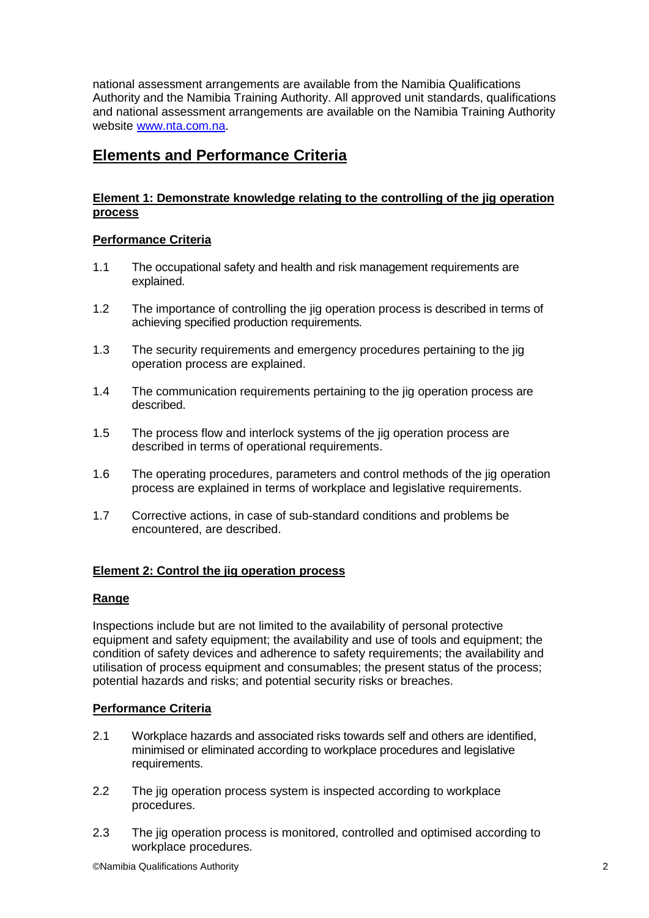national assessment arrangements are available from the Namibia Qualifications Authority and the Namibia Training Authority. All approved unit standards, qualifications and national assessment arrangements are available on the Namibia Training Authority website [www.nta.com.na](http://www.nta.com.na).

## Elements and Performance Criteria

### Element 1: Demonstrate knowledge relating to the controlling of the jig operation process

#### Performance Criteria

1.1 The occupational safety and health and risk management requirements are explained.

1.2 The importance of controlling the jig operation process is described in terms of achieving specified production requirements.

1.3 The security requirements and emergency procedures pertaining to the jig operation process are explained.

1.4 The communication requirements pertaining to the jig operation process are described.

1.5 The process flow and interlock systems of the jig operation process are described in terms of operational requirements.

1.6 The operating procedures, parameters and control methods of the jig operation process are explained in terms of workplace and legislative requirements.

1.7 Corrective actions, in case of sub-standard conditions and problems be encountered, are described.

### Element 2: Control the jig operation process

#### Range

Inspections include but are not limited to the availability of personal protective equipment and safety equipment; the availability and use of tools and equipment; the condition of safety devices and adherence to safety requirements; the availability and utilisation of process equipment and consumables; the present status of the process; potential hazards and risks; and potential security risks or breaches.

#### Performance Criteria

2.1 Workplace hazards and associated risks towards self and others are identified, minimised or eliminated according to workplace procedures and legislative requirements.

2.2 The jig operation process system is inspected according to workplace procedures.

2.3 The jig operation process is monitored, controlled and optimised according to workplace procedures.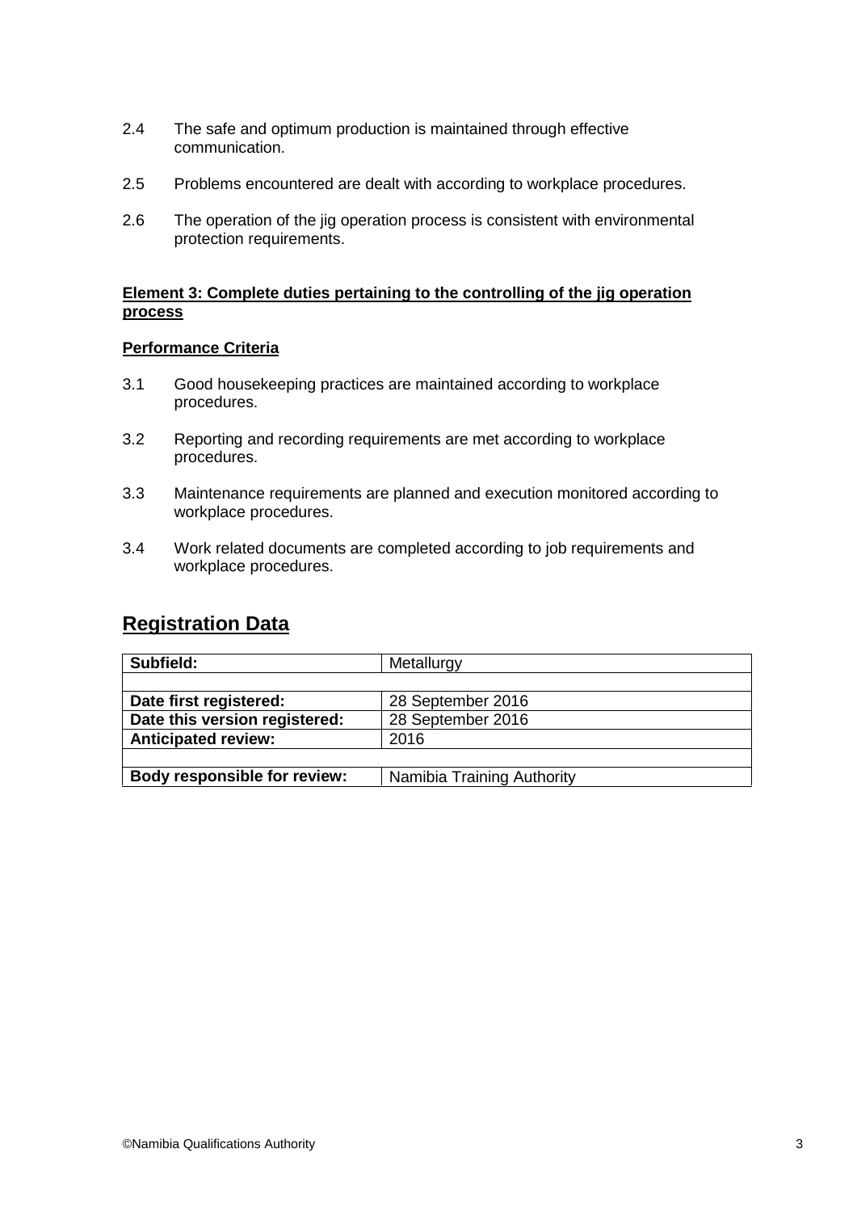2.4 The safe and optimum production is maintained through effective communication.

2.5 Problems encountered are dealt with according to workplace procedures.

2.6 The operation of the jig operation process is consistent with environmental protection requirements.

**Element 3: Complete duties pertaining to the controlling of the jig operation process**

**Performance Criteria**

3.1 Good housekeeping practices are maintained according to workplace procedures.

3.2 Reporting and recording requirements are met according to workplace procedures.

3.3 Maintenance requirements are planned and execution monitored according to workplace procedures.

3.4 Work related documents are completed according to job requirements and workplace procedures.

## Registration Data

| | |
|---|---|
| **Subfield:** | Metallurgy |
| | |
| **Date first registered:** | 28 September 2016 |
| **Date this version registered:** | 28 September 2016 |
| **Anticipated review:** | 2016 |
| | |
| **Body responsible for review:** | Namibia Training Authority |